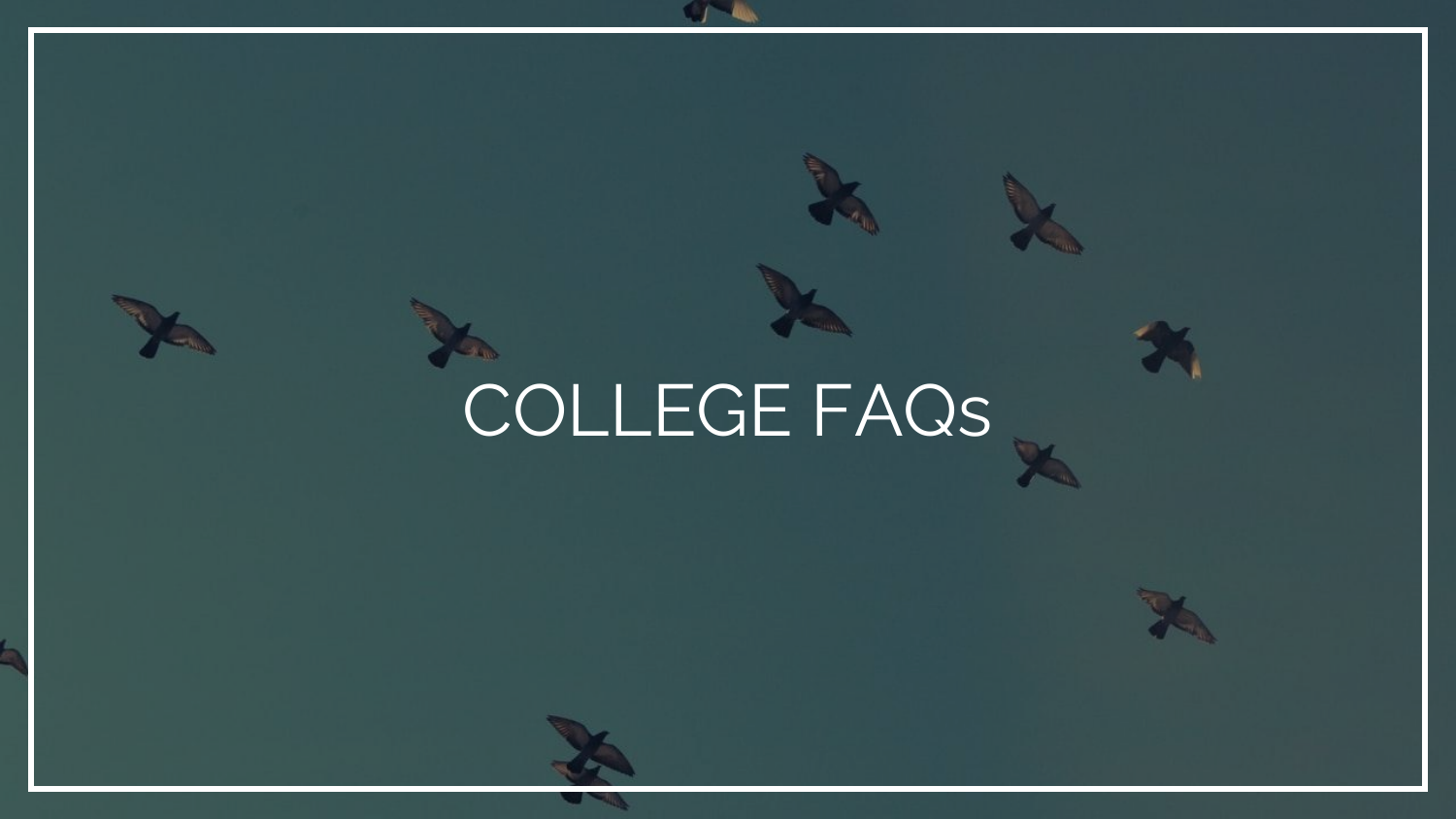# COLLEGE FAQs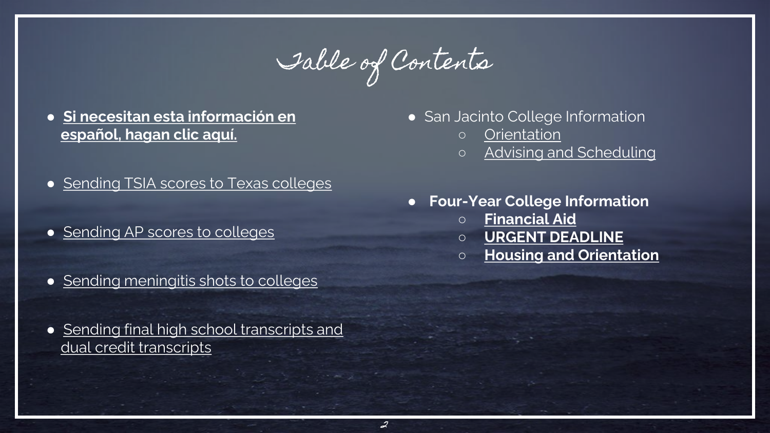# Table of Contents

- **Si necesitan esta información en español, hagan clic aquí.**
- Sending TSIA scores to Texas colleges
- Sending AP scores to colleges
- Sending meningitis shots to colleges
- Sending final high school transcripts and dual credit transcripts
- San Jacinto College Information
    - Orientation
    - Advising and Scheduling
- **Four-Year College Information**
    - **Financial Aid**
    - **URGENT DEADLINE**
    - **Housing and Orientation**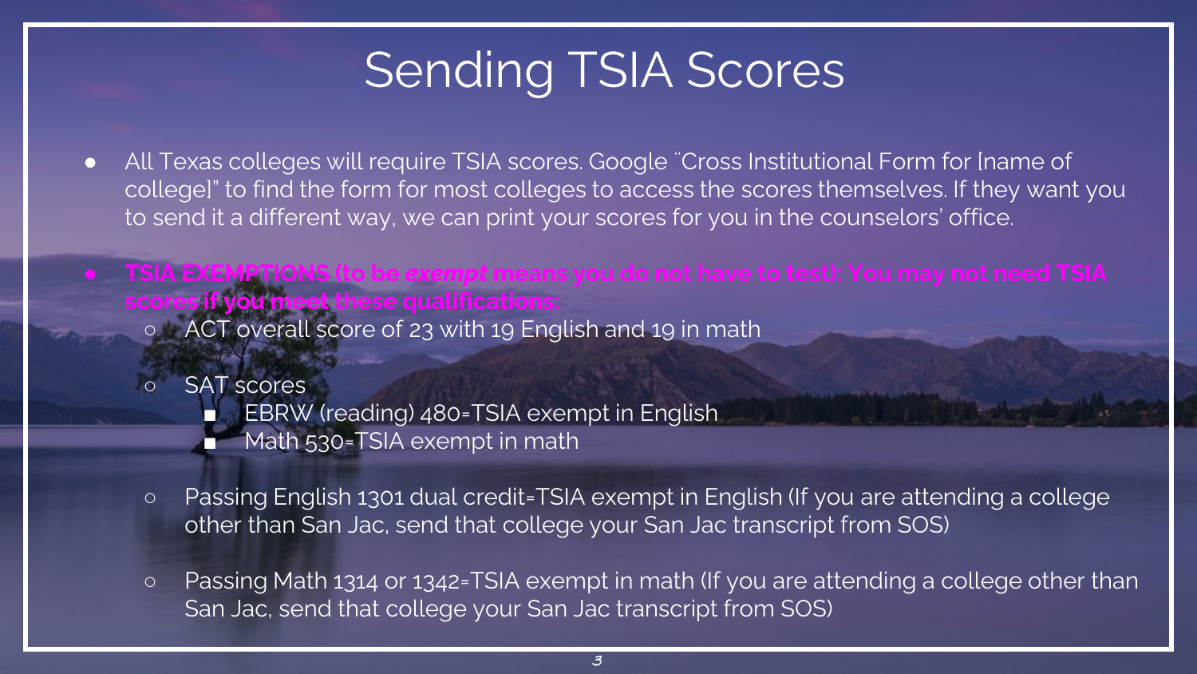# Sending TSIA Scores

- All Texas colleges will require TSIA scores. Google "Cross Institutional Form for [name of college]" to find the form for most colleges to access the scores themselves. If they want you to send it a different way, we can print your scores for you in the counselors' office.
- **TSIA EXEMPTIONS (to be *exempt* means you do not have to test): You may not need TSIA scores if you meet these qualifications:**
  - ACT overall score of 23 with 19 English and 19 in math
  - SAT scores
    - EBRW (reading) 480=TSIA exempt in English
    - Math 530=TSIA exempt in math
  - Passing English 1301 dual credit=TSIA exempt in English (If you are attending a college other than San Jac, send that college your San Jac transcript from SOS)
  - Passing Math 1314 or 1342=TSIA exempt in math (If you are attending a college other than San Jac, send that college your San Jac transcript from SOS)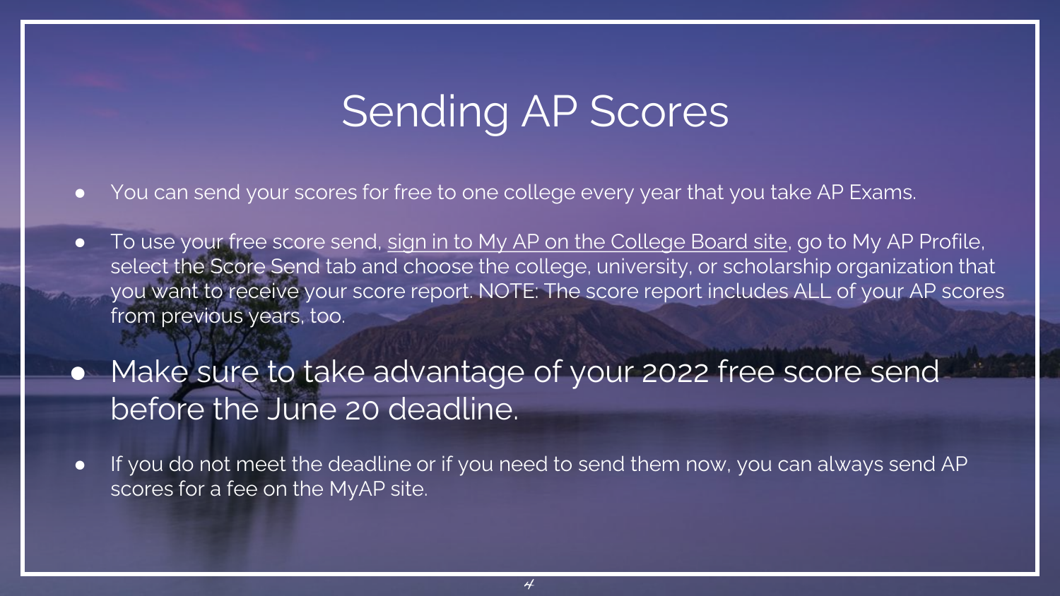# Sending AP Scores

- You can send your scores for free to one college every year that you take AP Exams.
- To use your free score send, sign in to My AP on the College Board site, go to My AP Profile, select the Score Send tab and choose the college, university, or scholarship organization that you want to receive your score report. NOTE: The score report includes ALL of your AP scores from previous years, too.
- Make sure to take advantage of your 2022 free score send before the June 20 deadline.
- If you do not meet the deadline or if you need to send them now, you can always send AP scores for a fee on the MyAP site.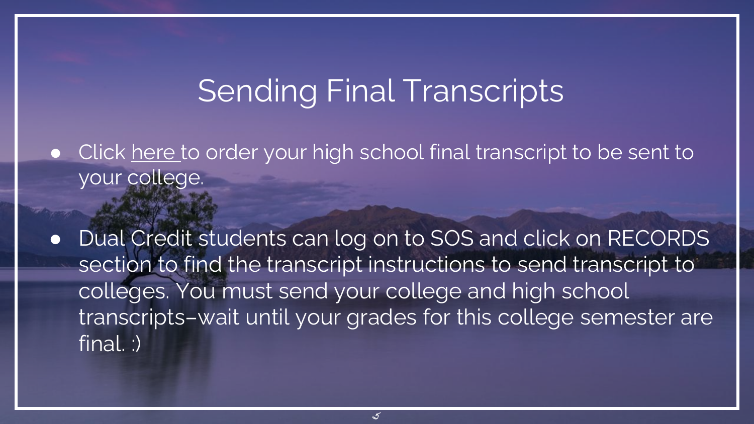# Sending Final Transcripts

- Click here to order your high school final transcript to be sent to your college.

- Dual Credit students can log on to SOS and click on RECORDS section to find the transcript instructions to send transcript to colleges. You must send your college and high school transcripts–wait until your grades for this college semester are final. :)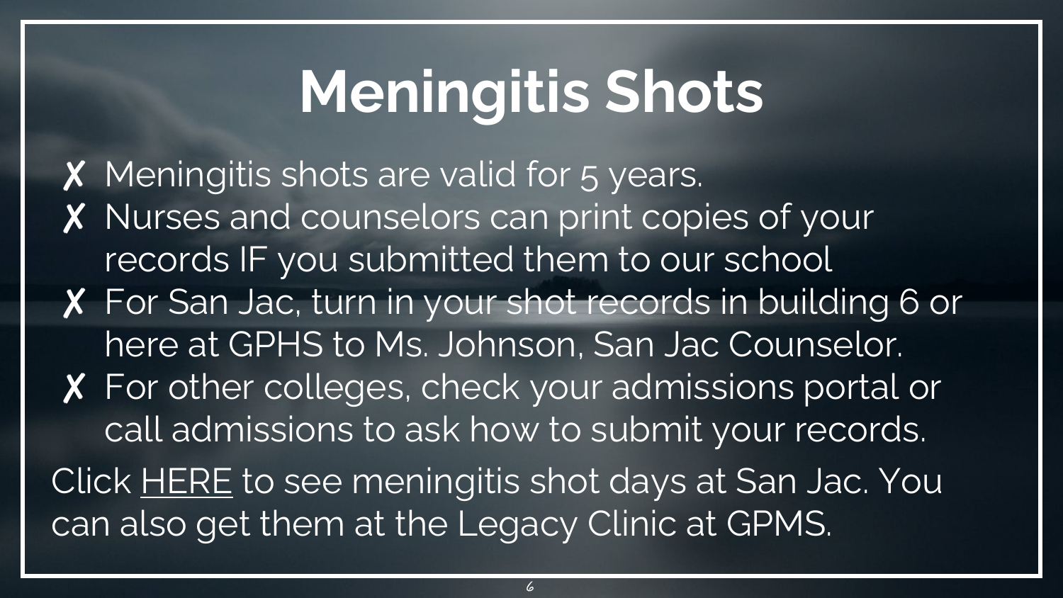# Meningitis Shots

- ✗ Meningitis shots are valid for 5 years.
- ✗ Nurses and counselors can print copies of your records IF you submitted them to our school
- ✗ For San Jac, turn in your shot records in building 6 or here at GPHS to Ms. Johnson, San Jac Counselor.
- ✗ For other colleges, check your admissions portal or call admissions to ask how to submit your records.

Click HERE to see meningitis shot days at San Jac. You can also get them at the Legacy Clinic at GPMS.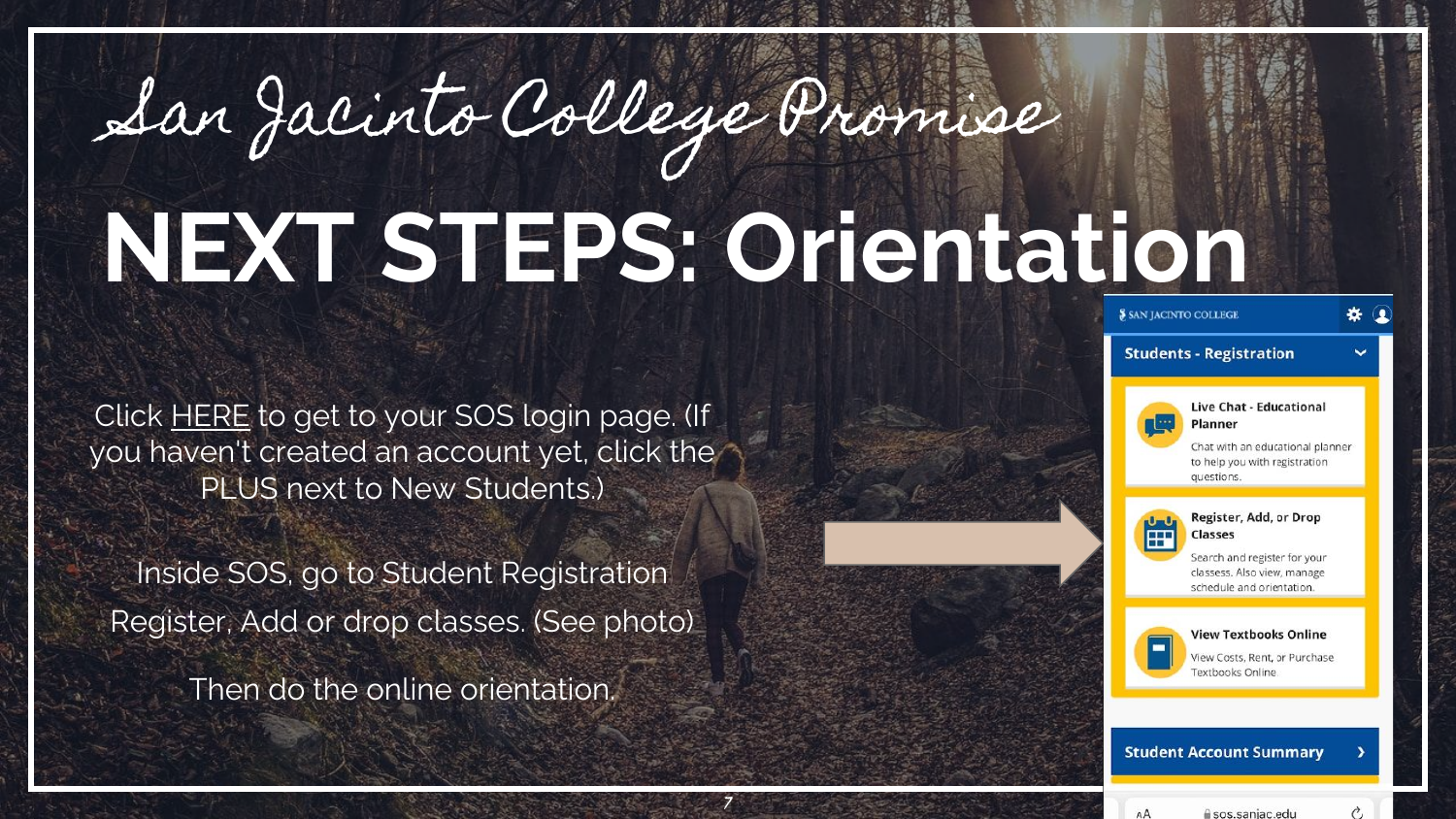# San Jacinto College Promise

# NEXT STEPS: Orientation

Click HERE to get to your SOS login page. (If you haven't created an account yet, click the PLUS next to New Students.)

Inside SOS, go to Student Registration Register, Add or drop classes. (See photo)

Then do the online orientation.

SAN JACINTO COLLEGE

**Students - Registration**

**Live Chat - Educational Planner**
Chat with an educational planner to help you with registration questions.

**Register, Add, or Drop Classes**
Search and register for your classess. Also view, manage schedule and orientation.

**View Textbooks Online**
View Costs, Rent, or Purchase Textbooks Online

**Student Account Summary**

sos.sanjac.edu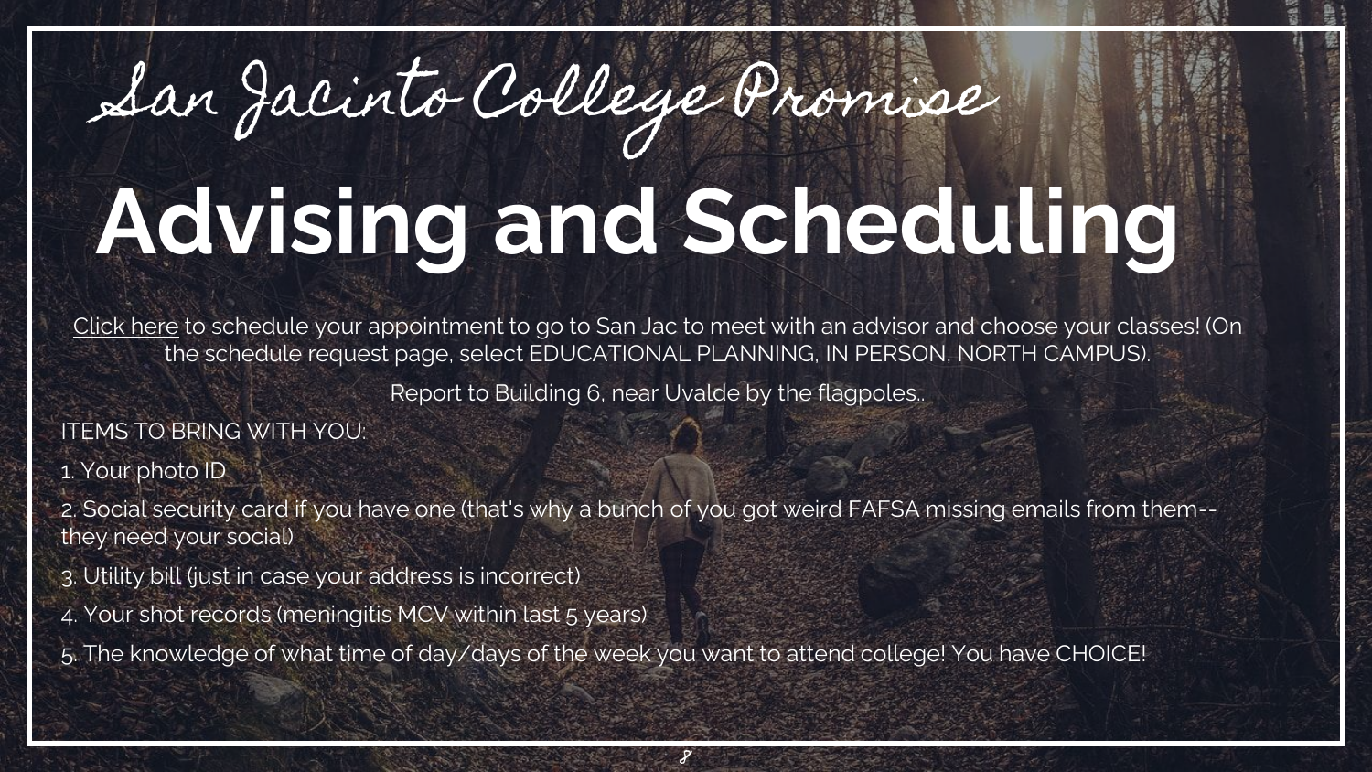# San Jacinto College Promise

# Advising and Scheduling

Click here to schedule your appointment to go to San Jac to meet with an advisor and choose your classes! (On the schedule request page, select EDUCATIONAL PLANNING, IN PERSON, NORTH CAMPUS).

Report to Building 6, near Uvalde by the flagpoles..

ITEMS TO BRING WITH YOU:

1. Your photo ID
2. Social security card if you have one (that's why a bunch of you got weird FAFSA missing emails from them--they need your social)
3. Utility bill (just in case your address is incorrect)
4. Your shot records (meningitis MCV within last 5 years)
5. The knowledge of what time of day/days of the week you want to attend college! You have CHOICE!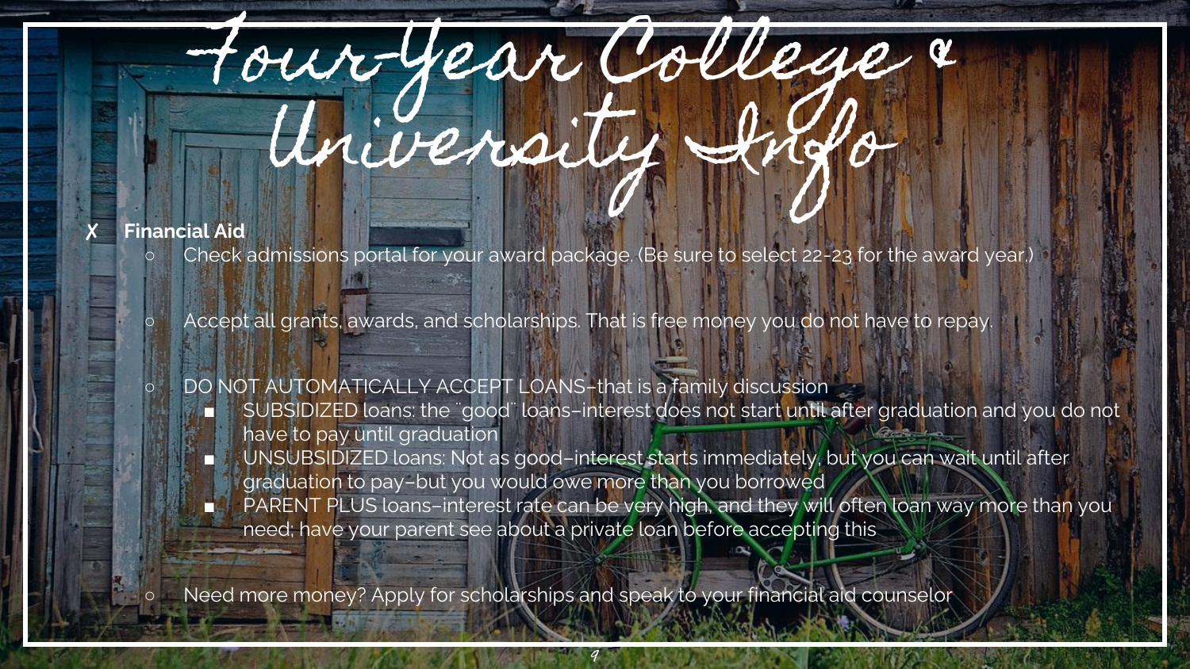# Four-Year College & University Info

- **Financial Aid**
  - Check admissions portal for your award package. (Be sure to select 22-23 for the award year.)
  - Accept all grants, awards, and scholarships. That is free money you do not have to repay.
  - DO NOT AUTOMATICALLY ACCEPT LOANS–that is a family discussion
    - SUBSIDIZED loans: the "good" loans–interest does not start until after graduation and you do not have to pay until graduation
    - UNSUBSIDIZED loans: Not as good–interest starts immediately, but you can wait until after graduation to pay–but you would owe more than you borrowed
    - PARENT PLUS loans–interest rate can be very high, and they will often loan way more than you need; have your parent see about a private loan before accepting this
  - Need more money? Apply for scholarships and speak to your financial aid counselor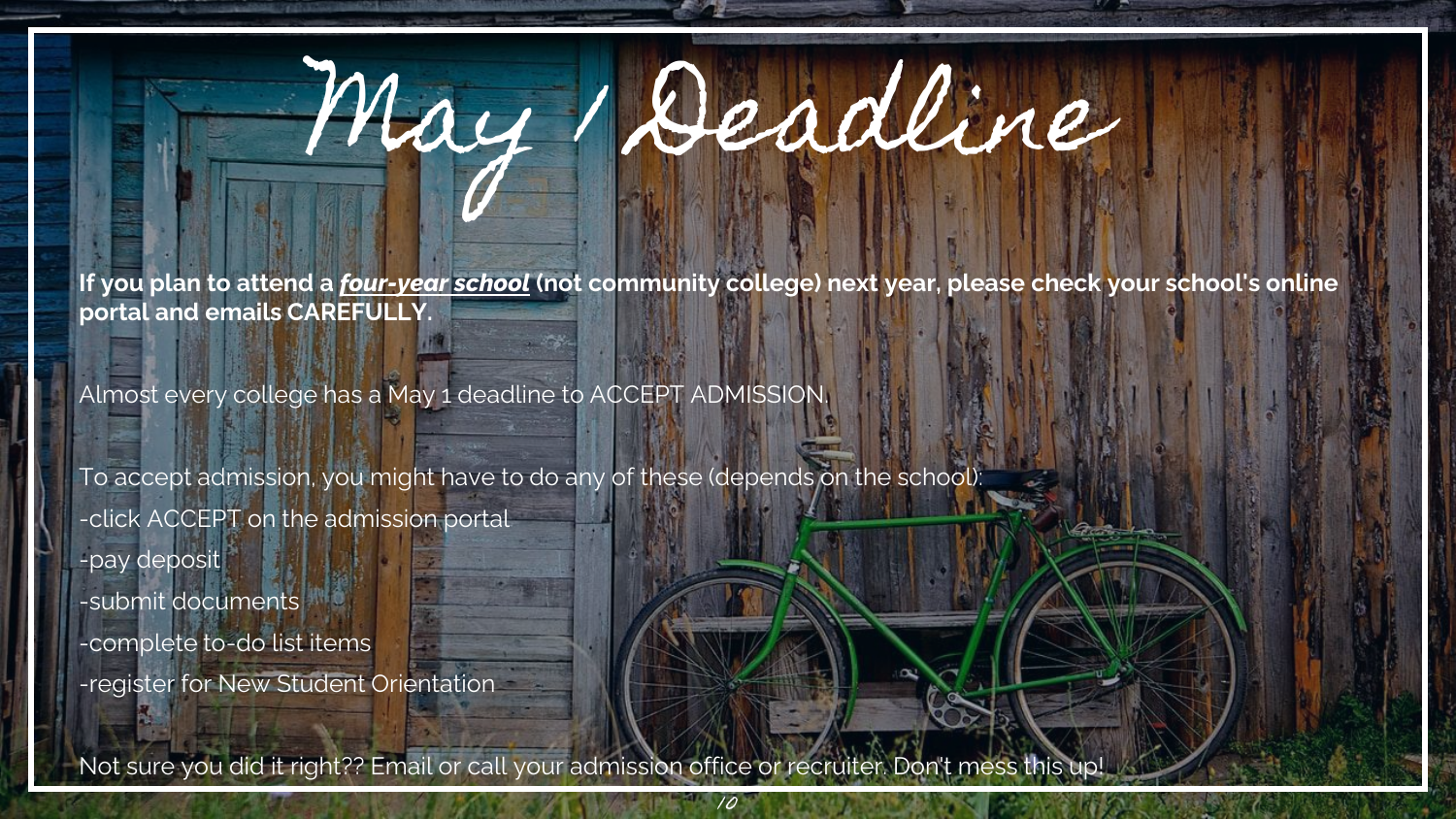# May 1 Deadline

**If you plan to attend a *__four-year school__* (not community college) next year, please check your school's online portal and emails CAREFULLY.**

Almost every college has a May 1 deadline to ACCEPT ADMISSION.

To accept admission, you might have to do any of these (depends on the school):

-click ACCEPT on the admission portal

-pay deposit

-submit documents

-complete to-do list items

-register for New Student Orientation

Not sure you did it right?? Email or call your admission office or recruiter. Don't mess this up!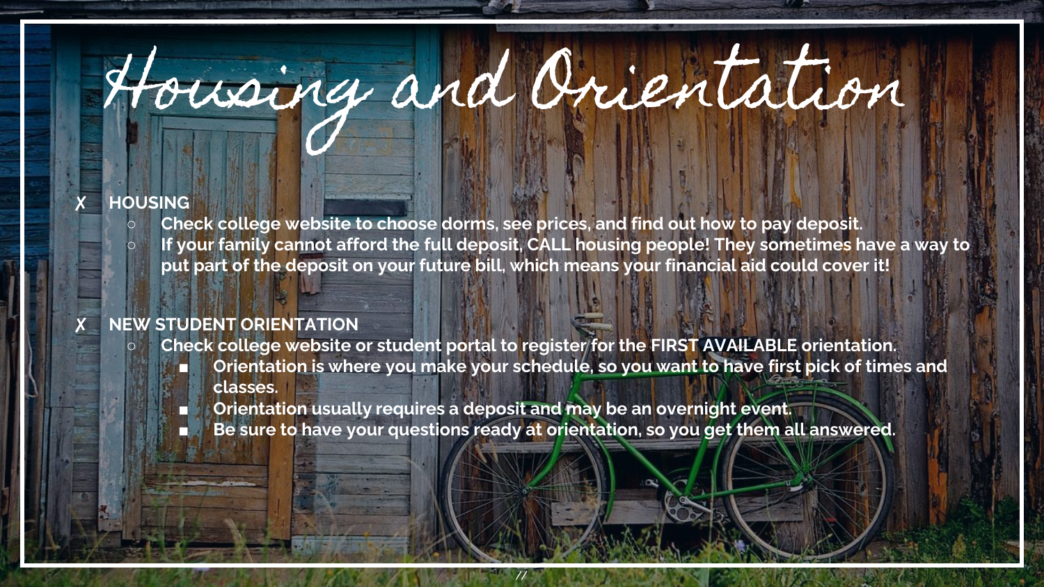# Housing and Orientation

- **HOUSING**
  - **Check college website to choose dorms, see prices, and find out how to pay deposit.**
  - **If your family cannot afford the full deposit, CALL housing people! They sometimes have a way to put part of the deposit on your future bill, which means your financial aid could cover it!**

- **NEW STUDENT ORIENTATION**
  - **Check college website or student portal to register for the FIRST AVAILABLE orientation.**
    - **Orientation is where you make your schedule, so you want to have first pick of times and classes.**
    - **Orientation usually requires a deposit and may be an overnight event.**
    - **Be sure to have your questions ready at orientation, so you get them all answered.**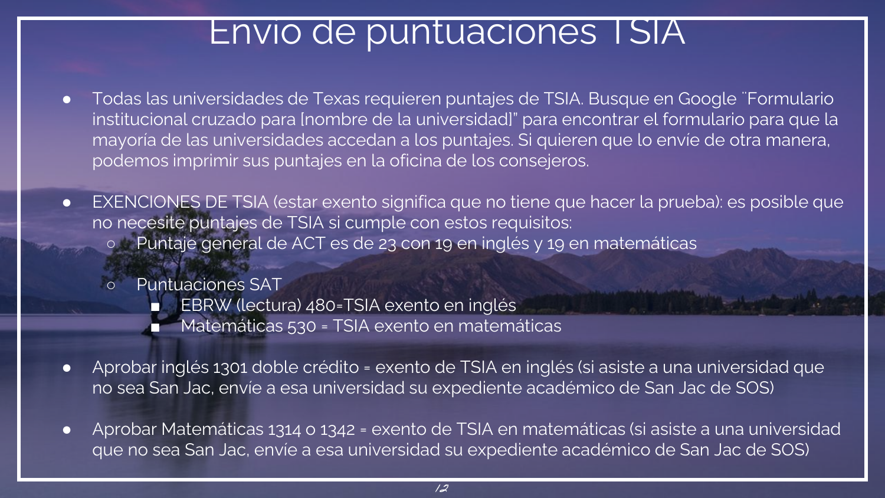# Envio de puntuaciones TSIA

- Todas las universidades de Texas requieren puntajes de TSIA. Busque en Google ¨Formulario institucional cruzado para [nombre de la universidad]" para encontrar el formulario para que la mayoría de las universidades accedan a los puntajes. Si quieren que lo envíe de otra manera, podemos imprimir sus puntajes en la oficina de los consejeros.

- EXENCIONES DE TSIA (estar exento significa que no tiene que hacer la prueba): es posible que no necesite puntajes de TSIA si cumple con estos requisitos:
  - Puntaje general de ACT es de 23 con 19 en inglés y 19 en matemáticas

  - Puntuaciones SAT
    - EBRW (lectura) 480=TSIA exento en inglés
    - Matemáticas 530 = TSIA exento en matemáticas

- Aprobar inglés 1301 doble crédito = exento de TSIA en inglés (si asiste a una universidad que no sea San Jac, envíe a esa universidad su expediente académico de San Jac de SOS)

- Aprobar Matemáticas 1314 o 1342 = exento de TSIA en matemáticas (si asiste a una universidad que no sea San Jac, envíe a esa universidad su expediente académico de San Jac de SOS)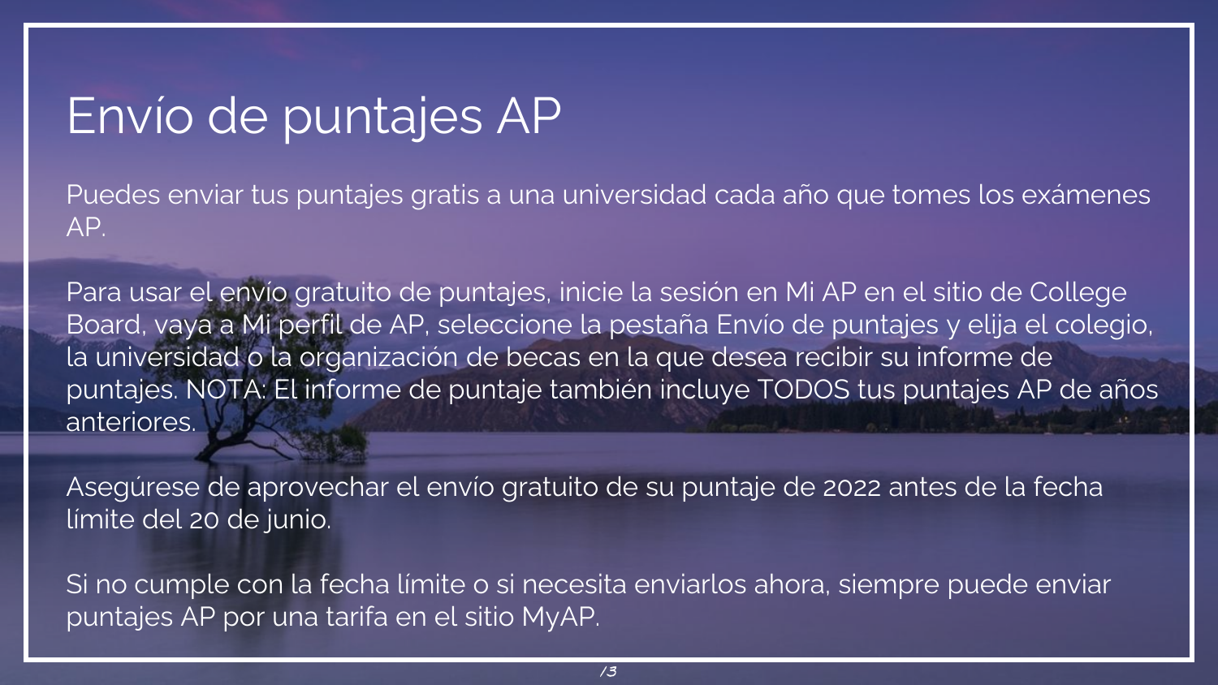# Envío de puntajes AP

Puedes enviar tus puntajes gratis a una universidad cada año que tomes los exámenes AP.

Para usar el envío gratuito de puntajes, inicie la sesión en Mi AP en el sitio de College Board, vaya a Mi perfil de AP, seleccione la pestaña Envío de puntajes y elija el colegio, la universidad o la organización de becas en la que desea recibir su informe de puntajes. NOTA: El informe de puntaje también incluye TODOS tus puntajes AP de años anteriores.

Asegúrese de aprovechar el envío gratuito de su puntaje de 2022 antes de la fecha límite del 20 de junio.

Si no cumple con la fecha límite o si necesita enviarlos ahora, siempre puede enviar puntajes AP por una tarifa en el sitio MyAP.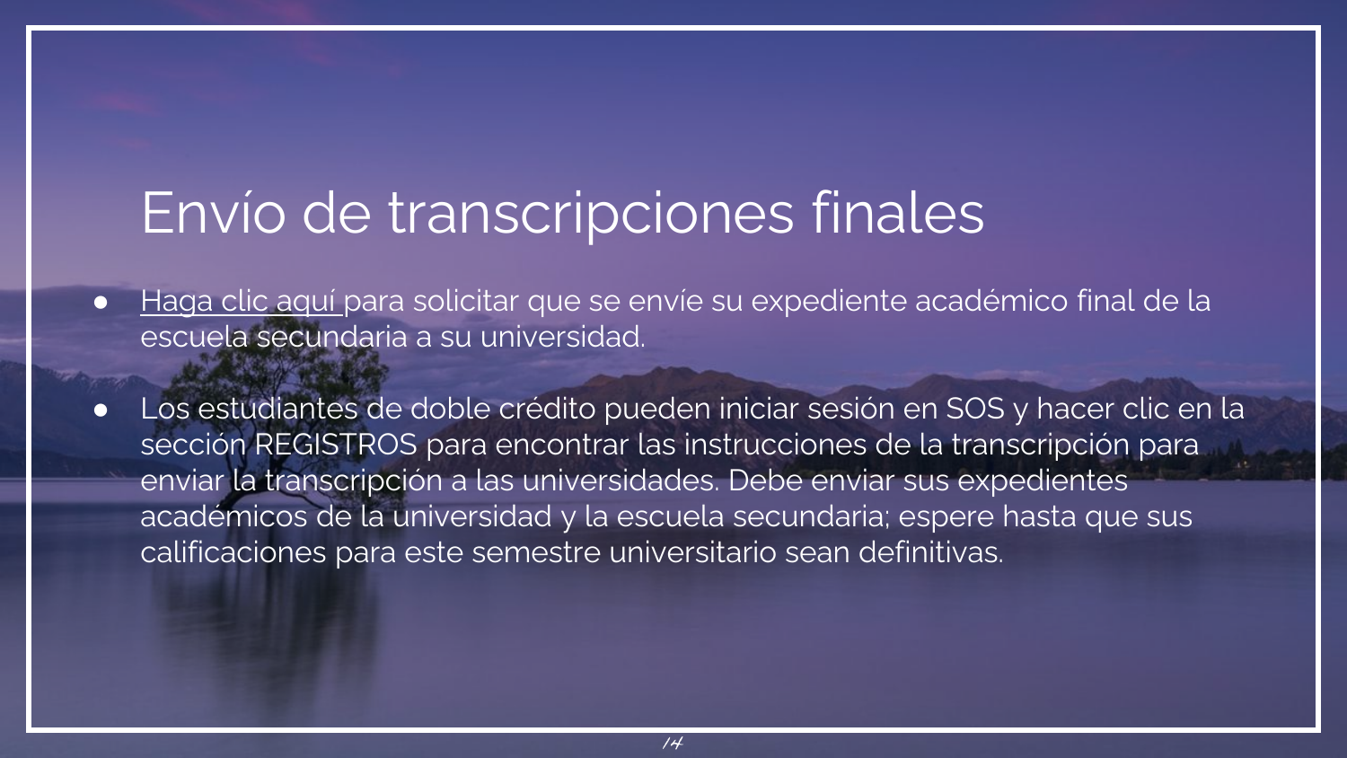# Envío de transcripciones finales

- Haga clic aquí para solicitar que se envíe su expediente académico final de la escuela secundaria a su universidad.
- Los estudiantes de doble crédito pueden iniciar sesión en SOS y hacer clic en la sección REGISTROS para encontrar las instrucciones de la transcripción para enviar la transcripción a las universidades. Debe enviar sus expedientes académicos de la universidad y la escuela secundaria; espere hasta que sus calificaciones para este semestre universitario sean definitivas.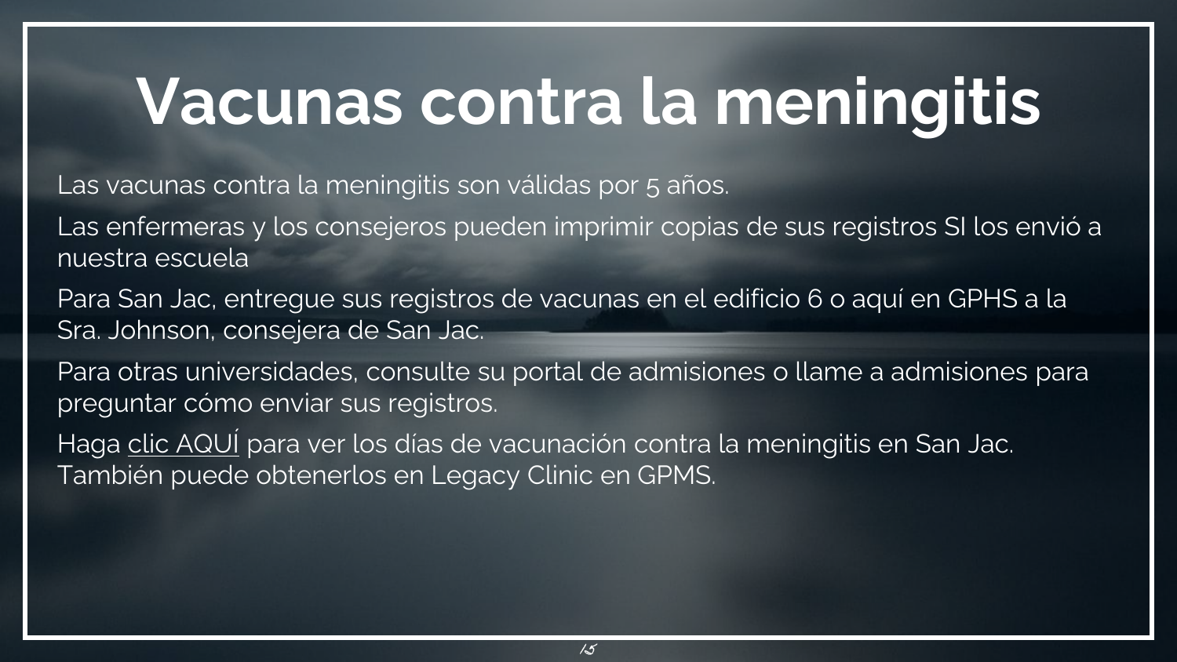# Vacunas contra la meningitis

Las vacunas contra la meningitis son válidas por 5 años.

Las enfermeras y los consejeros pueden imprimir copias de sus registros SI los envió a nuestra escuela

Para San Jac, entregue sus registros de vacunas en el edificio 6 o aquí en GPHS a la Sra. Johnson, consejera de San Jac.

Para otras universidades, consulte su portal de admisiones o llame a admisiones para preguntar cómo enviar sus registros.

Haga clic AQUÍ para ver los días de vacunación contra la meningitis en San Jac. También puede obtenerlos en Legacy Clinic en GPMS.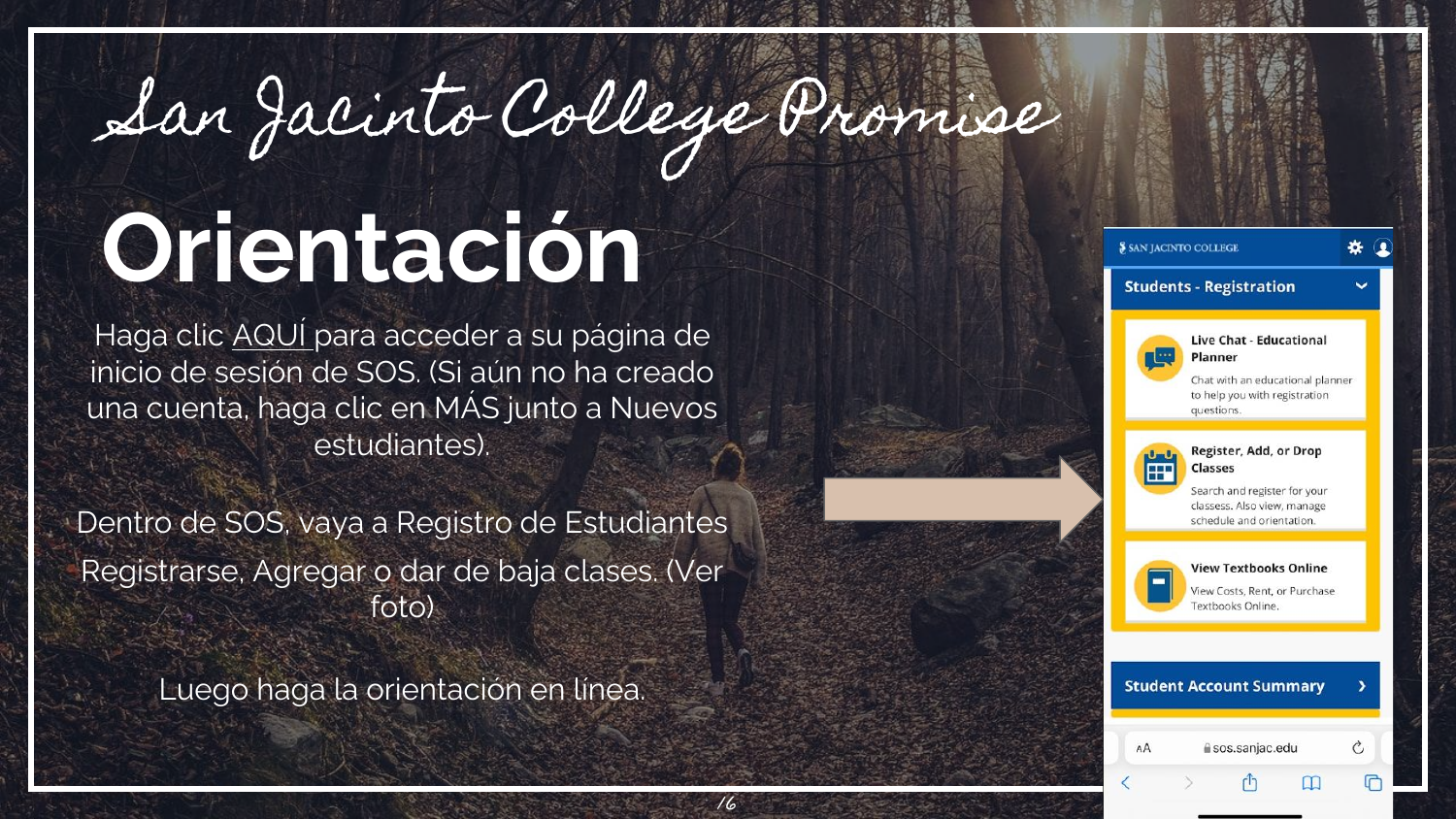# San Jacinto College Promise

# Orientación

Haga clic AQUÍ para acceder a su página de inicio de sesión de SOS. (Si aún no ha creado una cuenta, haga clic en MÁS junto a Nuevos estudiantes).

Dentro de SOS, vaya a Registro de Estudiantes Registrarse, Agregar o dar de baja clases. (Ver foto)

Luego haga la orientación en línea.

SAN JACINTO COLLEGE

**Students - Registration**

**Live Chat - Educational Planner**
Chat with an educational planner to help you with registration questions.

**Register, Add, or Drop Classes**
Search and register for your classess. Also view, manage schedule and orientation.

**View Textbooks Online**
View Costs, Rent, or Purchase Textbooks Online.

**Student Account Summary**

sos.sanjac.edu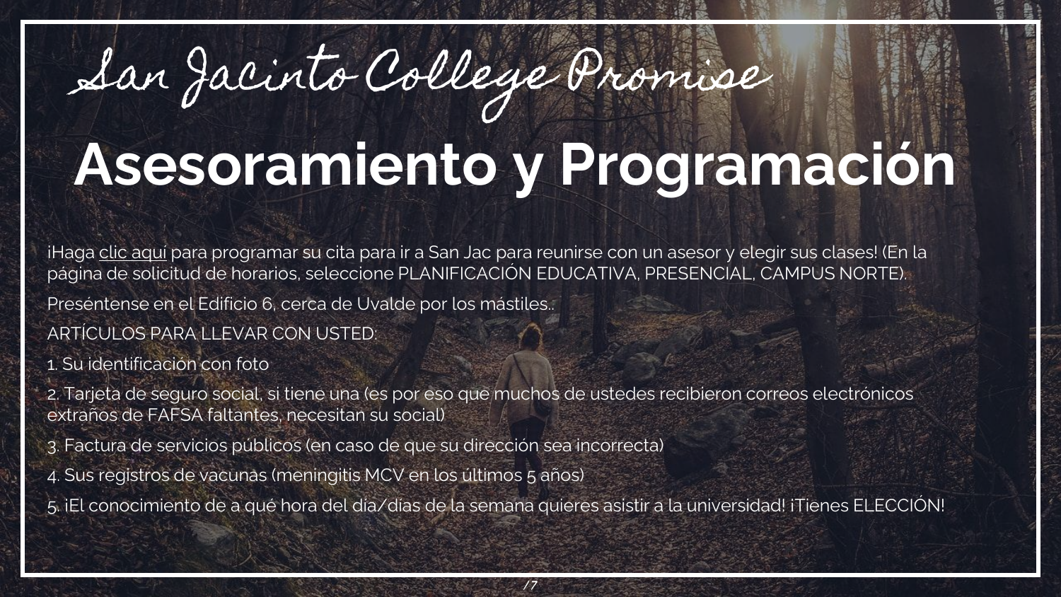# San Jacinto College Promise

# Asesoramiento y Programación

¡Haga clic aquí para programar su cita para ir a San Jac para reunirse con un asesor y elegir sus clases! (En la página de solicitud de horarios, seleccione PLANIFICACIÓN EDUCATIVA, PRESENCIAL, CAMPUS NORTE).

Preséntense en el Edificio 6, cerca de Uvalde por los mástiles..

ARTÍCULOS PARA LLEVAR CON USTED:

1. Su identificación con foto
2. Tarjeta de seguro social, si tiene una (es por eso que muchos de ustedes recibieron correos electrónicos extraños de FAFSA faltantes, necesitan su social)
3. Factura de servicios públicos (en caso de que su dirección sea incorrecta)
4. Sus registros de vacunas (meningitis MCV en los últimos 5 años)
5. ¡El conocimiento de a qué hora del día/días de la semana quieres asistir a la universidad! ¡Tienes ELECCIÓN!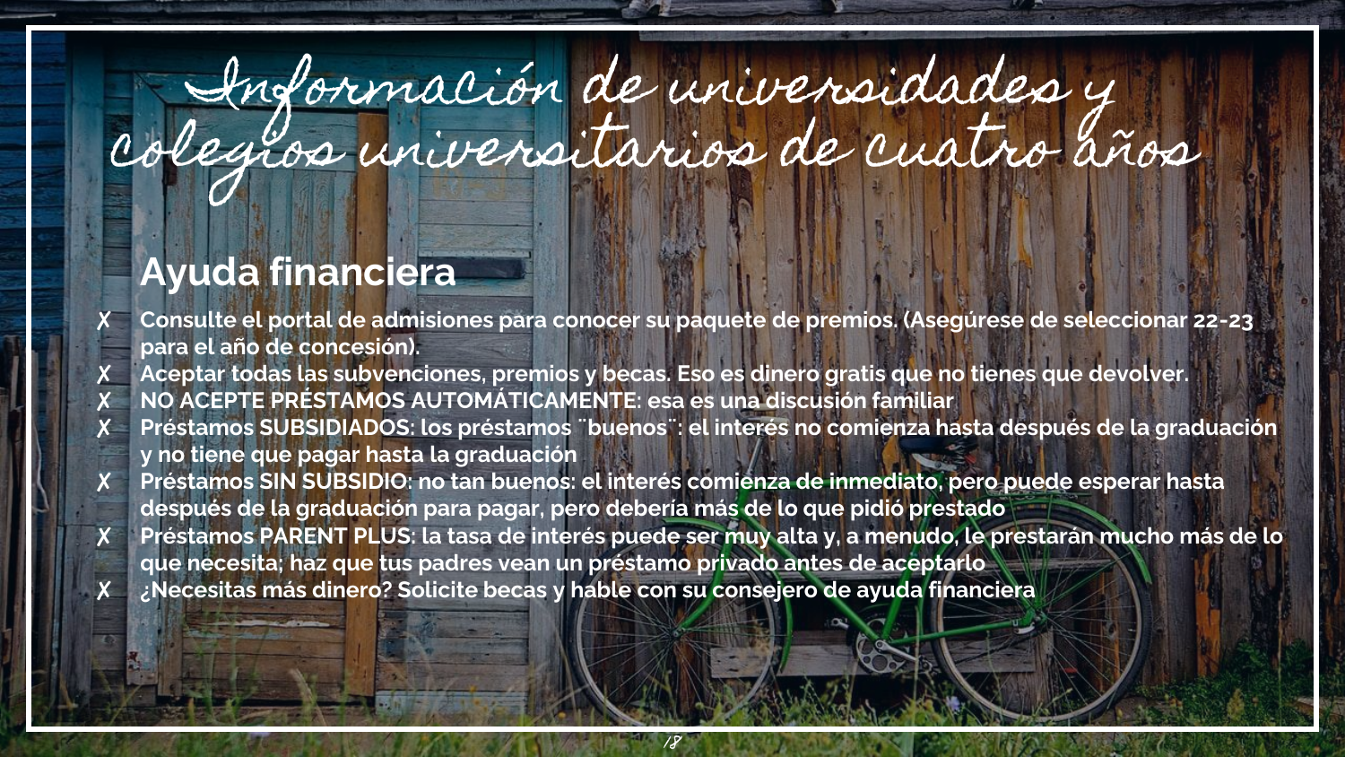# Información de universidades y colegios universitarios de cuatro años

## Ayuda financiera

- Consulte el portal de admisiones para conocer su paquete de premios. (Asegúrese de seleccionar 22-23 para el año de concesión).
- Aceptar todas las subvenciones, premios y becas. Eso es dinero gratis que no tienes que devolver.
- NO ACEPTE PRÉSTAMOS AUTOMÁTICAMENTE: esa es una discusión familiar
- Préstamos SUBSIDIADOS: los préstamos ¨buenos¨: el interés no comienza hasta después de la graduación y no tiene que pagar hasta la graduación
- Préstamos SIN SUBSIDIO: no tan buenos: el interés comienza de inmediato, pero puede esperar hasta después de la graduación para pagar, pero debería más de lo que pidió prestado
- Préstamos PARENT PLUS: la tasa de interés puede ser muy alta y, a menudo, le prestarán mucho más de lo que necesita; haz que tus padres vean un préstamo privado antes de aceptarlo
- ¿Necesitas más dinero? Solicite becas y hable con su consejero de ayuda financiera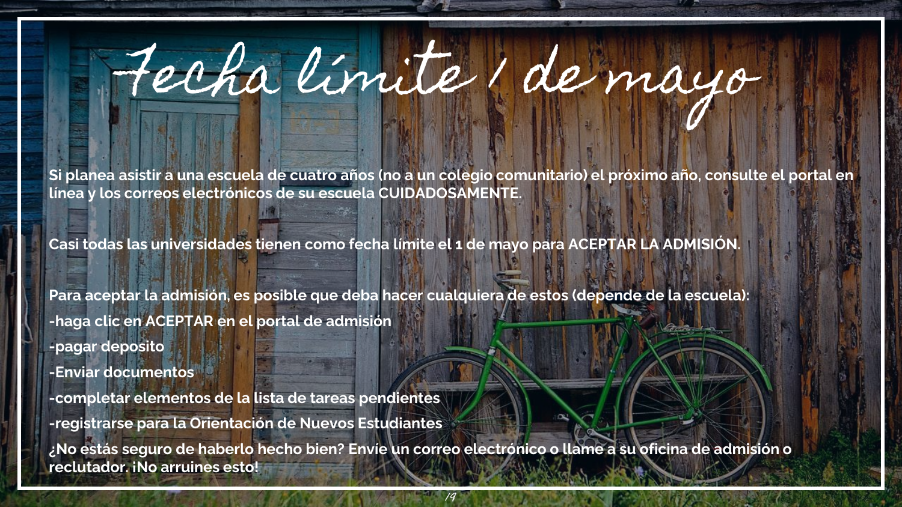# Fecha límite 1 de mayo

**Si planea asistir a una escuela de cuatro años (no a un colegio comunitario) el próximo año, consulte el portal en línea y los correos electrónicos de su escuela CUIDADOSAMENTE.**

**Casi todas las universidades tienen como fecha límite el 1 de mayo para ACEPTAR LA ADMISIÓN.**

**Para aceptar la admisión, es posible que deba hacer cualquiera de estos (depende de la escuela):**

**-haga clic en ACEPTAR en el portal de admisión**

**-pagar deposito**

**-Enviar documentos**

**-completar elementos de la lista de tareas pendientes**

**-registrarse para la Orientación de Nuevos Estudiantes**

**¿No estás seguro de haberlo hecho bien? Envíe un correo electrónico o llame a su oficina de admisión o reclutador. ¡No arruines esto!**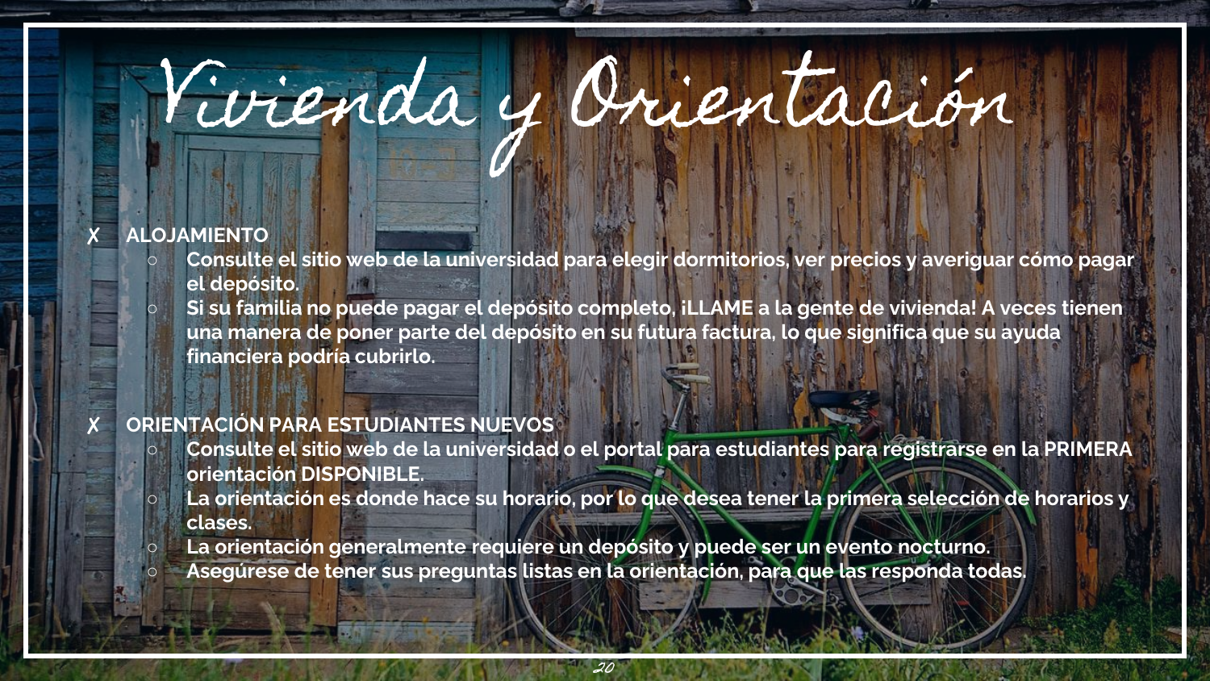# Vivienda y Orientación

- **ALOJAMIENTO**
  - **Consulte el sitio web de la universidad para elegir dormitorios, ver precios y averiguar cómo pagar el depósito.**
  - **Si su familia no puede pagar el depósito completo, ¡LLAME a la gente de vivienda! A veces tienen una manera de poner parte del depósito en su futura factura, lo que significa que su ayuda financiera podría cubrirlo.**

- **ORIENTACIÓN PARA ESTUDIANTES NUEVOS**
  - **Consulte el sitio web de la universidad o el portal para estudiantes para registrarse en la PRIMERA orientación DISPONIBLE.**
  - **La orientación es donde hace su horario, por lo que desea tener la primera selección de horarios y clases.**
  - **La orientación generalmente requiere un depósito y puede ser un evento nocturno.**
  - **Asegúrese de tener sus preguntas listas en la orientación, para que las responda todas.**